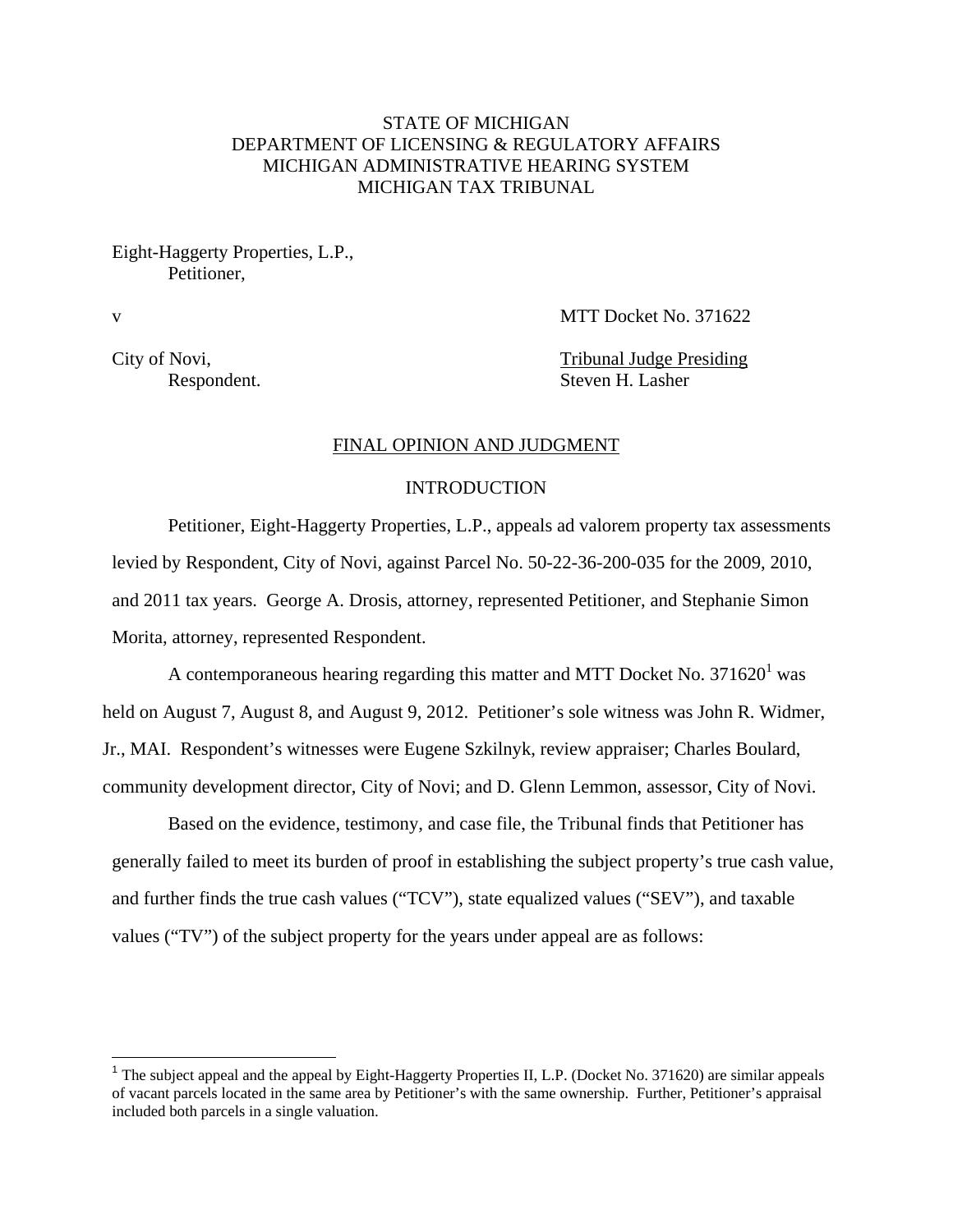STATE OF MICHIGAN
DEPARTMENT OF LICENSING & REGULATORY AFFAIRS
MICHIGAN ADMINISTRATIVE HEARING SYSTEM
MICHIGAN TAX TRIBUNAL

Eight-Haggerty Properties, L.P.,
Petitioner,

v MTT Docket No. 371622

City of Novi, Tribunal Judge Presiding
Respondent. Steven H. Lasher

## FINAL OPINION AND JUDGMENT

### INTRODUCTION

Petitioner, Eight-Haggerty Properties, L.P., appeals ad valorem property tax assessments levied by Respondent, City of Novi, against Parcel No. 50-22-36-200-035 for the 2009, 2010, and 2011 tax years. George A. Drosis, attorney, represented Petitioner, and Stephanie Simon Morita, attorney, represented Respondent.

A contemporaneous hearing regarding this matter and MTT Docket No. 371620[1] was held on August 7, August 8, and August 9, 2012. Petitioner's sole witness was John R. Widmer, Jr., MAI. Respondent's witnesses were Eugene Szkilnyk, review appraiser; Charles Boulard, community development director, City of Novi; and D. Glenn Lemmon, assessor, City of Novi.

Based on the evidence, testimony, and case file, the Tribunal finds that Petitioner has generally failed to meet its burden of proof in establishing the subject property's true cash value, and further finds the true cash values ("TCV"), state equalized values ("SEV"), and taxable values ("TV") of the subject property for the years under appeal are as follows:

[1] The subject appeal and the appeal by Eight-Haggerty Properties II, L.P. (Docket No. 371620) are similar appeals of vacant parcels located in the same area by Petitioner's with the same ownership. Further, Petitioner's appraisal included both parcels in a single valuation.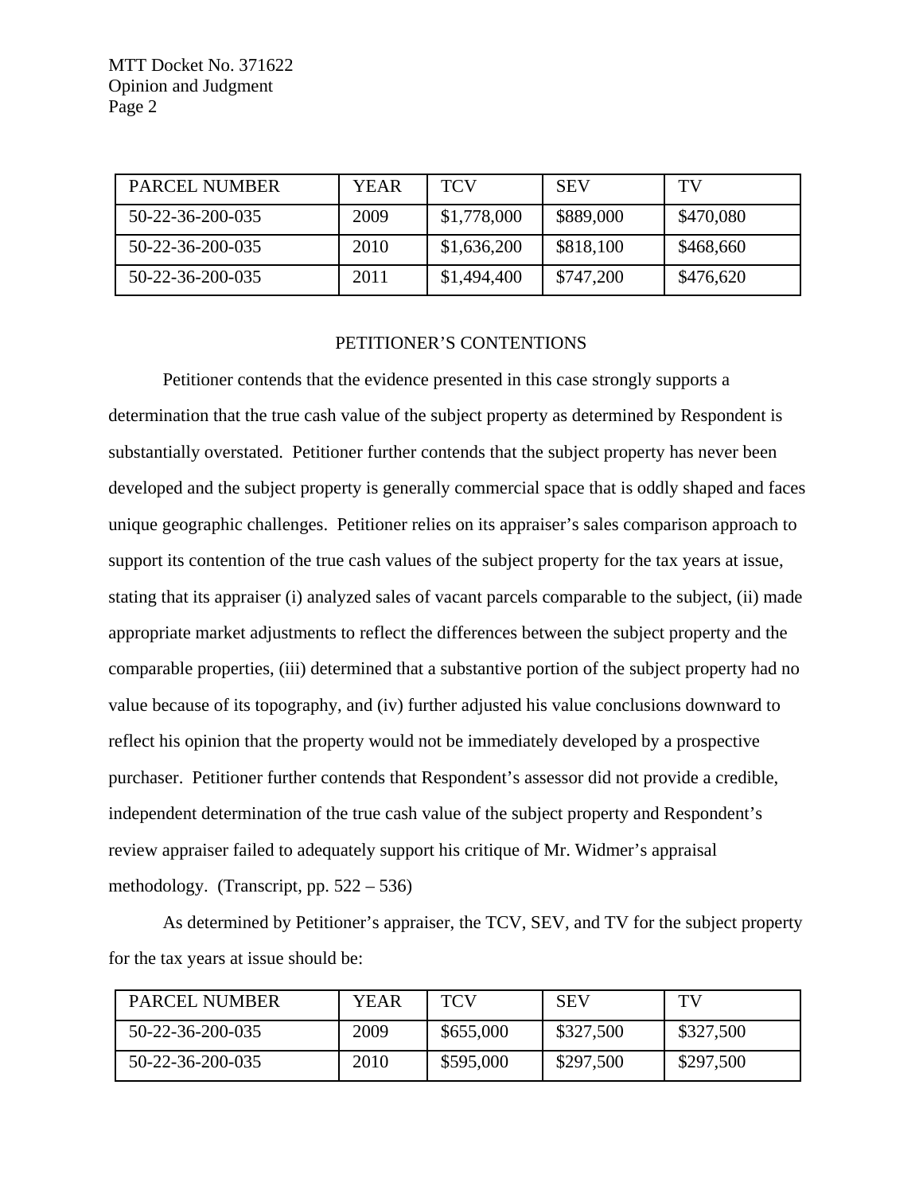| PARCEL NUMBER | YEAR | TCV | SEV | TV |
|---|---|---|---|---|
| 50-22-36-200-035 | 2009 | $1,778,000 | $889,000 | $470,080 |
| 50-22-36-200-035 | 2010 | $1,636,200 | $818,100 | $468,660 |
| 50-22-36-200-035 | 2011 | $1,494,400 | $747,200 | $476,620 |

## PETITIONER'S CONTENTIONS

Petitioner contends that the evidence presented in this case strongly supports a determination that the true cash value of the subject property as determined by Respondent is substantially overstated. Petitioner further contends that the subject property has never been developed and the subject property is generally commercial space that is oddly shaped and faces unique geographic challenges. Petitioner relies on its appraiser's sales comparison approach to support its contention of the true cash values of the subject property for the tax years at issue, stating that its appraiser (i) analyzed sales of vacant parcels comparable to the subject, (ii) made appropriate market adjustments to reflect the differences between the subject property and the comparable properties, (iii) determined that a substantive portion of the subject property had no value because of its topography, and (iv) further adjusted his value conclusions downward to reflect his opinion that the property would not be immediately developed by a prospective purchaser. Petitioner further contends that Respondent's assessor did not provide a credible, independent determination of the true cash value of the subject property and Respondent's review appraiser failed to adequately support his critique of Mr. Widmer's appraisal methodology. (Transcript, pp. 522 – 536)

As determined by Petitioner's appraiser, the TCV, SEV, and TV for the subject property for the tax years at issue should be:

| PARCEL NUMBER | YEAR | TCV | SEV | TV |
|---|---|---|---|---|
| 50-22-36-200-035 | 2009 | $655,000 | $327,500 | $327,500 |
| 50-22-36-200-035 | 2010 | $595,000 | $297,500 | $297,500 |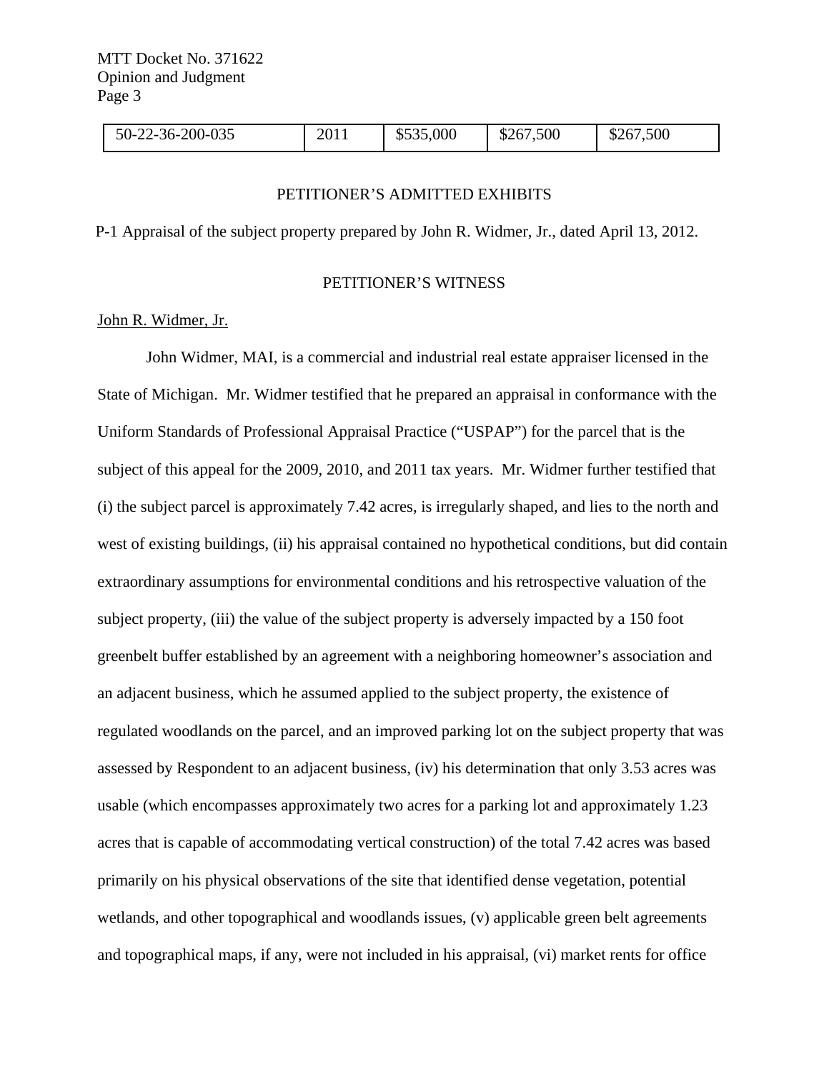| 50-22-36-200-035 | 2011 | $535,000 | $267,500 | $267,500 |
|---|---|---|---|---|

PETITIONER'S ADMITTED EXHIBITS

P-1 Appraisal of the subject property prepared by John R. Widmer, Jr., dated April 13, 2012.

PETITIONER'S WITNESS

John R. Widmer, Jr.

John Widmer, MAI, is a commercial and industrial real estate appraiser licensed in the State of Michigan. Mr. Widmer testified that he prepared an appraisal in conformance with the Uniform Standards of Professional Appraisal Practice ("USPAP") for the parcel that is the subject of this appeal for the 2009, 2010, and 2011 tax years. Mr. Widmer further testified that (i) the subject parcel is approximately 7.42 acres, is irregularly shaped, and lies to the north and west of existing buildings, (ii) his appraisal contained no hypothetical conditions, but did contain extraordinary assumptions for environmental conditions and his retrospective valuation of the subject property, (iii) the value of the subject property is adversely impacted by a 150 foot greenbelt buffer established by an agreement with a neighboring homeowner's association and an adjacent business, which he assumed applied to the subject property, the existence of regulated woodlands on the parcel, and an improved parking lot on the subject property that was assessed by Respondent to an adjacent business, (iv) his determination that only 3.53 acres was usable (which encompasses approximately two acres for a parking lot and approximately 1.23 acres that is capable of accommodating vertical construction) of the total 7.42 acres was based primarily on his physical observations of the site that identified dense vegetation, potential wetlands, and other topographical and woodlands issues, (v) applicable green belt agreements and topographical maps, if any, were not included in his appraisal, (vi) market rents for office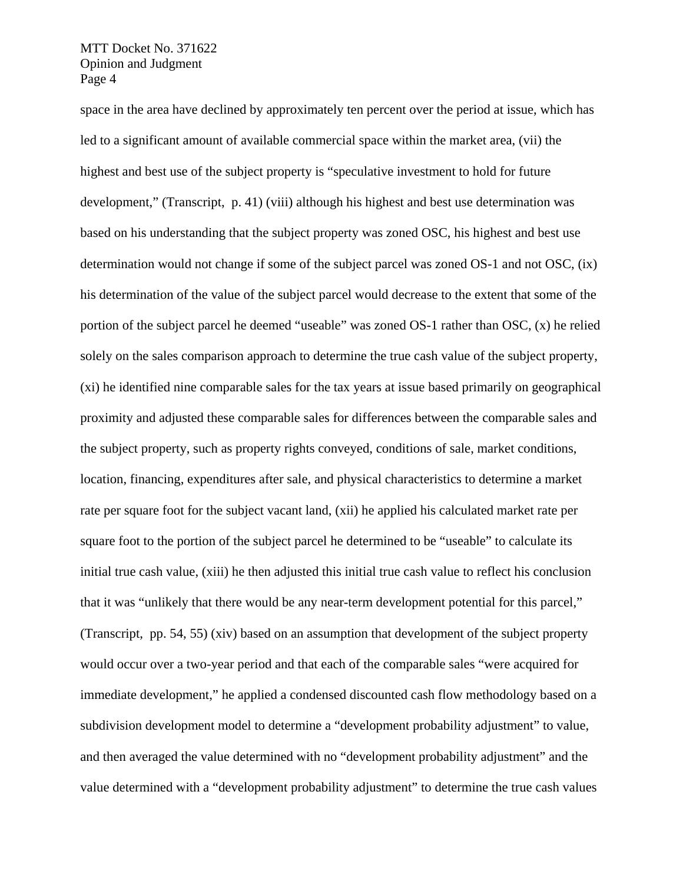space in the area have declined by approximately ten percent over the period at issue, which has led to a significant amount of available commercial space within the market area, (vii) the highest and best use of the subject property is "speculative investment to hold for future development," (Transcript, p. 41) (viii) although his highest and best use determination was based on his understanding that the subject property was zoned OSC, his highest and best use determination would not change if some of the subject parcel was zoned OS-1 and not OSC, (ix) his determination of the value of the subject parcel would decrease to the extent that some of the portion of the subject parcel he deemed "useable" was zoned OS-1 rather than OSC, (x) he relied solely on the sales comparison approach to determine the true cash value of the subject property, (xi) he identified nine comparable sales for the tax years at issue based primarily on geographical proximity and adjusted these comparable sales for differences between the comparable sales and the subject property, such as property rights conveyed, conditions of sale, market conditions, location, financing, expenditures after sale, and physical characteristics to determine a market rate per square foot for the subject vacant land, (xii) he applied his calculated market rate per square foot to the portion of the subject parcel he determined to be "useable" to calculate its initial true cash value, (xiii) he then adjusted this initial true cash value to reflect his conclusion that it was "unlikely that there would be any near-term development potential for this parcel," (Transcript, pp. 54, 55) (xiv) based on an assumption that development of the subject property would occur over a two-year period and that each of the comparable sales "were acquired for immediate development," he applied a condensed discounted cash flow methodology based on a subdivision development model to determine a "development probability adjustment" to value, and then averaged the value determined with no "development probability adjustment" and the value determined with a "development probability adjustment" to determine the true cash values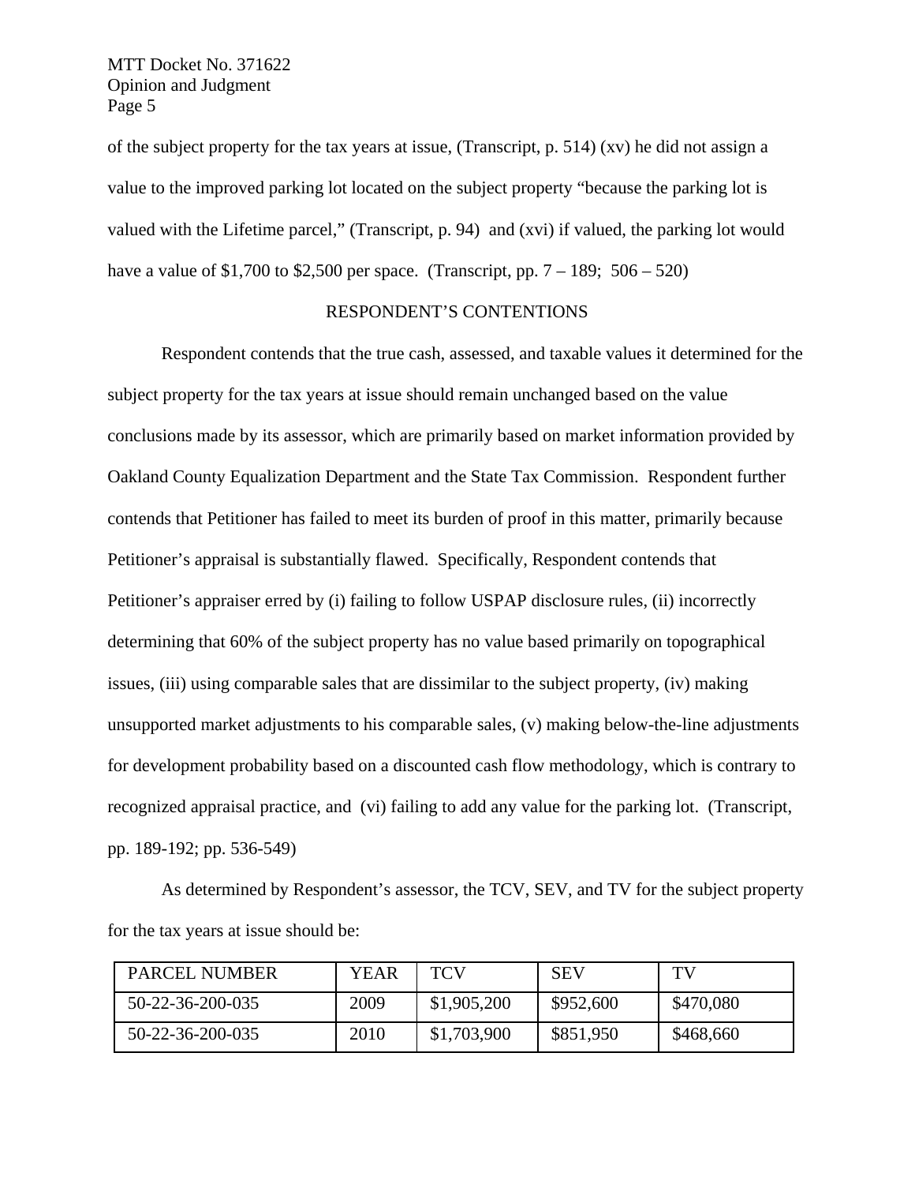of the subject property for the tax years at issue, (Transcript, p. 514) (xv) he did not assign a value to the improved parking lot located on the subject property "because the parking lot is valued with the Lifetime parcel," (Transcript, p. 94) and (xvi) if valued, the parking lot would have a value of $1,700 to $2,500 per space. (Transcript, pp. 7 – 189; 506 – 520)

## RESPONDENT'S CONTENTIONS

Respondent contends that the true cash, assessed, and taxable values it determined for the subject property for the tax years at issue should remain unchanged based on the value conclusions made by its assessor, which are primarily based on market information provided by Oakland County Equalization Department and the State Tax Commission. Respondent further contends that Petitioner has failed to meet its burden of proof in this matter, primarily because Petitioner's appraisal is substantially flawed. Specifically, Respondent contends that Petitioner's appraiser erred by (i) failing to follow USPAP disclosure rules, (ii) incorrectly determining that 60% of the subject property has no value based primarily on topographical issues, (iii) using comparable sales that are dissimilar to the subject property, (iv) making unsupported market adjustments to his comparable sales, (v) making below-the-line adjustments for development probability based on a discounted cash flow methodology, which is contrary to recognized appraisal practice, and (vi) failing to add any value for the parking lot. (Transcript, pp. 189-192; pp. 536-549)

As determined by Respondent's assessor, the TCV, SEV, and TV for the subject property for the tax years at issue should be:

| PARCEL NUMBER | YEAR | TCV | SEV | TV |
|---|---|---|---|---|
| 50-22-36-200-035 | 2009 | $1,905,200 | $952,600 | $470,080 |
| 50-22-36-200-035 | 2010 | $1,703,900 | $851,950 | $468,660 |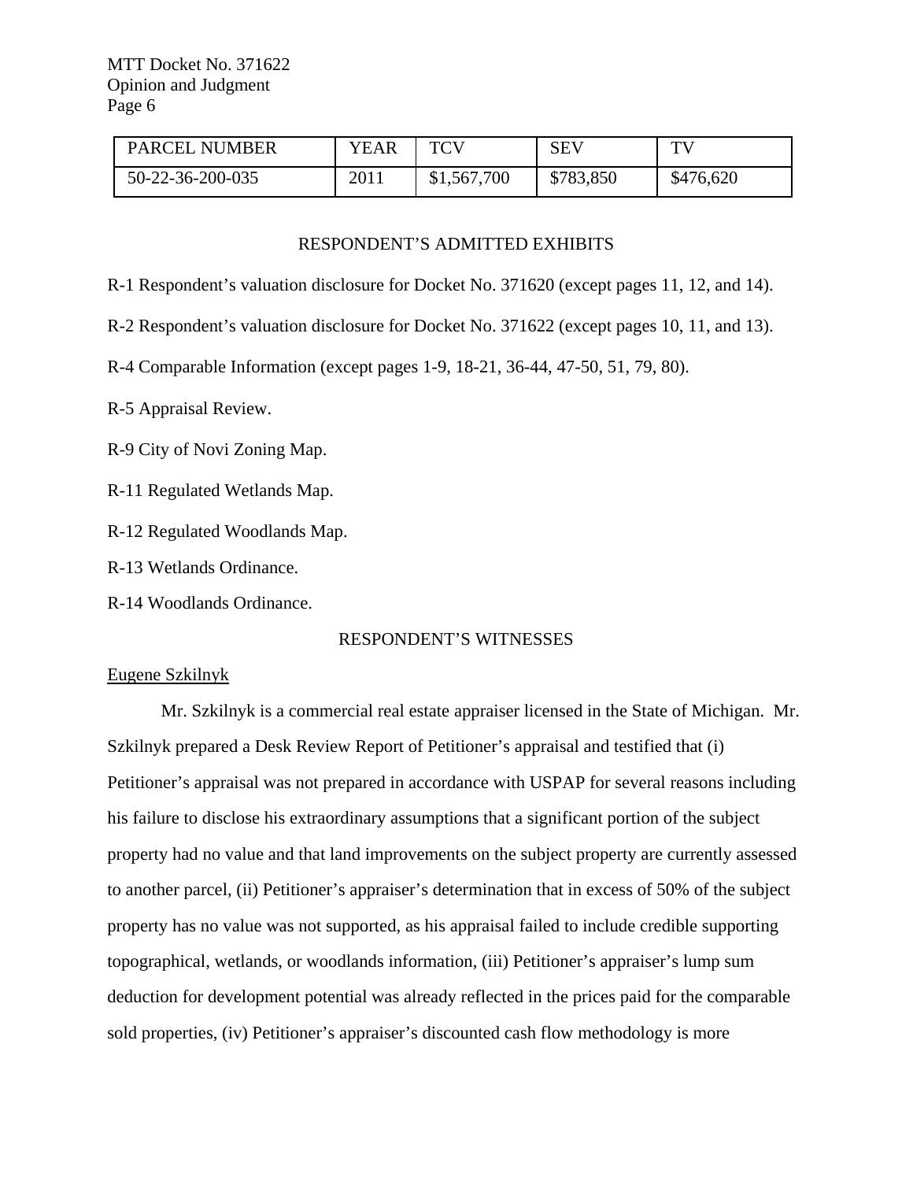| PARCEL NUMBER | YEAR | TCV | SEV | TV |
|---|---|---|---|---|
| 50-22-36-200-035 | 2011 | $1,567,700 | $783,850 | $476,620 |

## RESPONDENT'S ADMITTED EXHIBITS

R-1 Respondent's valuation disclosure for Docket No. 371620 (except pages 11, 12, and 14).

R-2 Respondent's valuation disclosure for Docket No. 371622 (except pages 10, 11, and 13).

R-4 Comparable Information (except pages 1-9, 18-21, 36-44, 47-50, 51, 79, 80).

R-5 Appraisal Review.

R-9 City of Novi Zoning Map.

R-11 Regulated Wetlands Map.

R-12 Regulated Woodlands Map.

R-13 Wetlands Ordinance.

R-14 Woodlands Ordinance.

## RESPONDENT'S WITNESSES

Eugene Szkilnyk

Mr. Szkilnyk is a commercial real estate appraiser licensed in the State of Michigan. Mr. Szkilnyk prepared a Desk Review Report of Petitioner's appraisal and testified that (i) Petitioner's appraisal was not prepared in accordance with USPAP for several reasons including his failure to disclose his extraordinary assumptions that a significant portion of the subject property had no value and that land improvements on the subject property are currently assessed to another parcel, (ii) Petitioner's appraiser's determination that in excess of 50% of the subject property has no value was not supported, as his appraisal failed to include credible supporting topographical, wetlands, or woodlands information, (iii) Petitioner's appraiser's lump sum deduction for development potential was already reflected in the prices paid for the comparable sold properties, (iv) Petitioner's appraiser's discounted cash flow methodology is more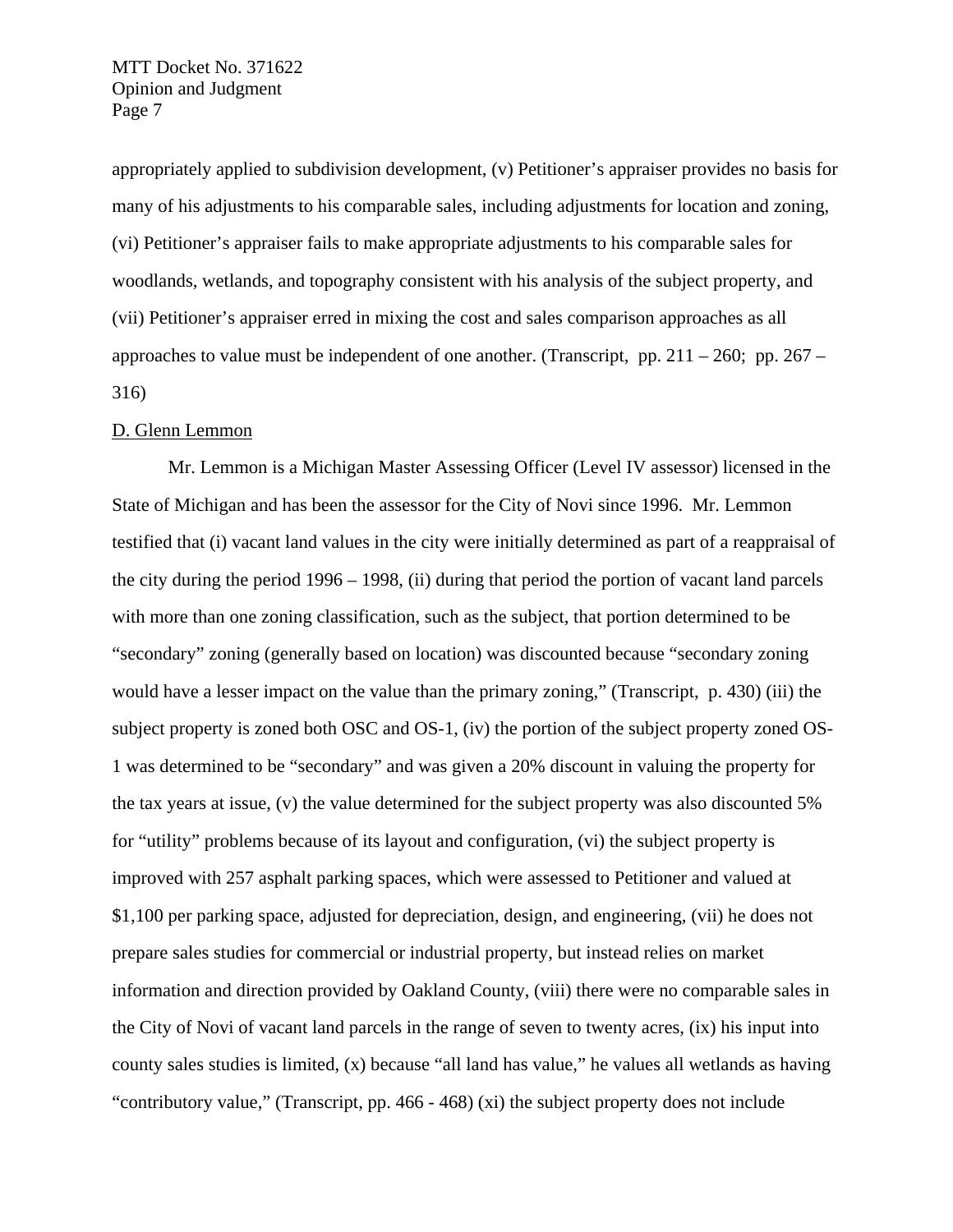appropriately applied to subdivision development, (v) Petitioner's appraiser provides no basis for many of his adjustments to his comparable sales, including adjustments for location and zoning, (vi) Petitioner's appraiser fails to make appropriate adjustments to his comparable sales for woodlands, wetlands, and topography consistent with his analysis of the subject property, and (vii) Petitioner's appraiser erred in mixing the cost and sales comparison approaches as all approaches to value must be independent of one another. (Transcript, pp. 211 – 260; pp. 267 – 316)

D. Glenn Lemmon

Mr. Lemmon is a Michigan Master Assessing Officer (Level IV assessor) licensed in the State of Michigan and has been the assessor for the City of Novi since 1996. Mr. Lemmon testified that (i) vacant land values in the city were initially determined as part of a reappraisal of the city during the period 1996 – 1998, (ii) during that period the portion of vacant land parcels with more than one zoning classification, such as the subject, that portion determined to be "secondary" zoning (generally based on location) was discounted because "secondary zoning would have a lesser impact on the value than the primary zoning," (Transcript, p. 430) (iii) the subject property is zoned both OSC and OS-1, (iv) the portion of the subject property zoned OS-1 was determined to be "secondary" and was given a 20% discount in valuing the property for the tax years at issue, (v) the value determined for the subject property was also discounted 5% for "utility" problems because of its layout and configuration, (vi) the subject property is improved with 257 asphalt parking spaces, which were assessed to Petitioner and valued at $1,100 per parking space, adjusted for depreciation, design, and engineering, (vii) he does not prepare sales studies for commercial or industrial property, but instead relies on market information and direction provided by Oakland County, (viii) there were no comparable sales in the City of Novi of vacant land parcels in the range of seven to twenty acres, (ix) his input into county sales studies is limited, (x) because "all land has value," he values all wetlands as having "contributory value," (Transcript, pp. 466 - 468) (xi) the subject property does not include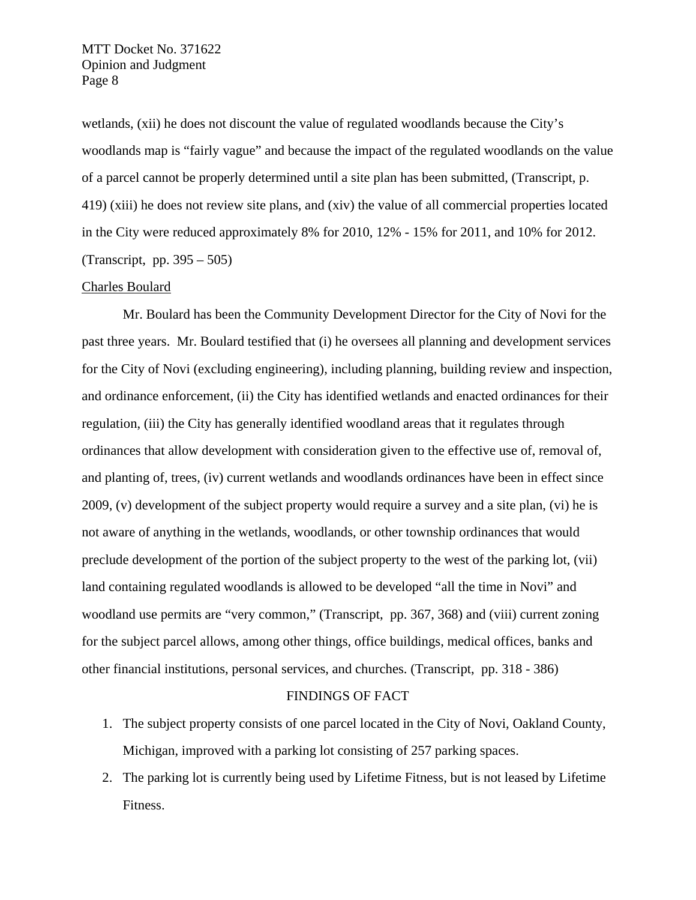wetlands, (xii) he does not discount the value of regulated woodlands because the City's woodlands map is "fairly vague" and because the impact of the regulated woodlands on the value of a parcel cannot be properly determined until a site plan has been submitted, (Transcript, p. 419) (xiii) he does not review site plans, and (xiv) the value of all commercial properties located in the City were reduced approximately 8% for 2010, 12% - 15% for 2011, and 10% for 2012. (Transcript, pp. 395 – 505)

Charles Boulard

Mr. Boulard has been the Community Development Director for the City of Novi for the past three years. Mr. Boulard testified that (i) he oversees all planning and development services for the City of Novi (excluding engineering), including planning, building review and inspection, and ordinance enforcement, (ii) the City has identified wetlands and enacted ordinances for their regulation, (iii) the City has generally identified woodland areas that it regulates through ordinances that allow development with consideration given to the effective use of, removal of, and planting of, trees, (iv) current wetlands and woodlands ordinances have been in effect since 2009, (v) development of the subject property would require a survey and a site plan, (vi) he is not aware of anything in the wetlands, woodlands, or other township ordinances that would preclude development of the portion of the subject property to the west of the parking lot, (vii) land containing regulated woodlands is allowed to be developed "all the time in Novi" and woodland use permits are "very common," (Transcript, pp. 367, 368) and (viii) current zoning for the subject parcel allows, among other things, office buildings, medical offices, banks and other financial institutions, personal services, and churches. (Transcript, pp. 318 - 386)

## FINDINGS OF FACT

1. The subject property consists of one parcel located in the City of Novi, Oakland County, Michigan, improved with a parking lot consisting of 257 parking spaces.
2. The parking lot is currently being used by Lifetime Fitness, but is not leased by Lifetime Fitness.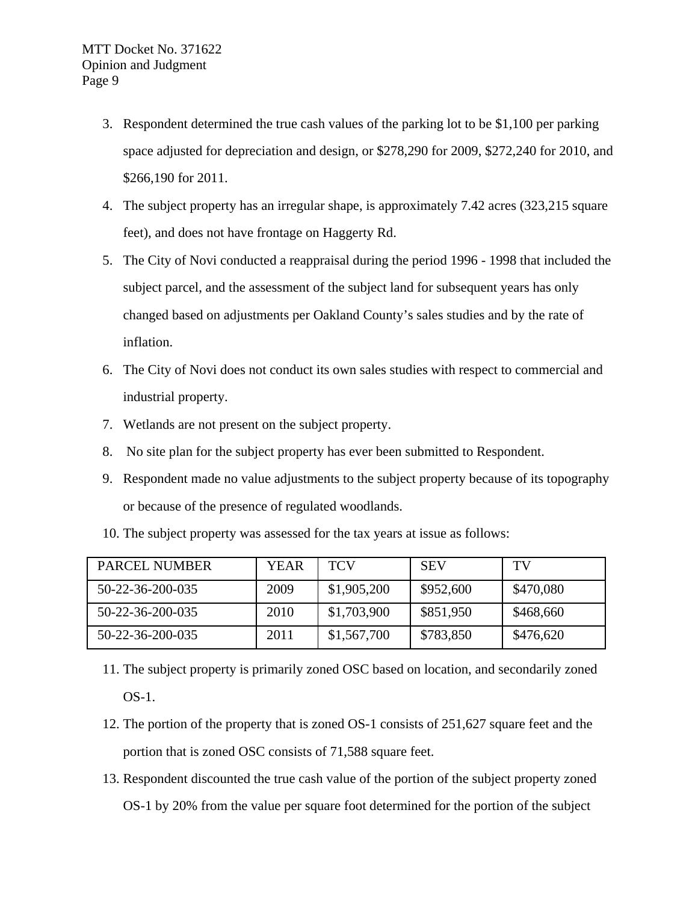3. Respondent determined the true cash values of the parking lot to be $1,100 per parking space adjusted for depreciation and design, or $278,290 for 2009, $272,240 for 2010, and $266,190 for 2011.
4. The subject property has an irregular shape, is approximately 7.42 acres (323,215 square feet), and does not have frontage on Haggerty Rd.
5. The City of Novi conducted a reappraisal during the period 1996 - 1998 that included the subject parcel, and the assessment of the subject land for subsequent years has only changed based on adjustments per Oakland County's sales studies and by the rate of inflation.
6. The City of Novi does not conduct its own sales studies with respect to commercial and industrial property.
7. Wetlands are not present on the subject property.
8. No site plan for the subject property has ever been submitted to Respondent.
9. Respondent made no value adjustments to the subject property because of its topography or because of the presence of regulated woodlands.
10. The subject property was assessed for the tax years at issue as follows:

| PARCEL NUMBER | YEAR | TCV | SEV | TV |
|---|---|---|---|---|
| 50-22-36-200-035 | 2009 | $1,905,200 | $952,600 | $470,080 |
| 50-22-36-200-035 | 2010 | $1,703,900 | $851,950 | $468,660 |
| 50-22-36-200-035 | 2011 | $1,567,700 | $783,850 | $476,620 |

11. The subject property is primarily zoned OSC based on location, and secondarily zoned OS-1.
12. The portion of the property that is zoned OS-1 consists of 251,627 square feet and the portion that is zoned OSC consists of 71,588 square feet.
13. Respondent discounted the true cash value of the portion of the subject property zoned OS-1 by 20% from the value per square foot determined for the portion of the subject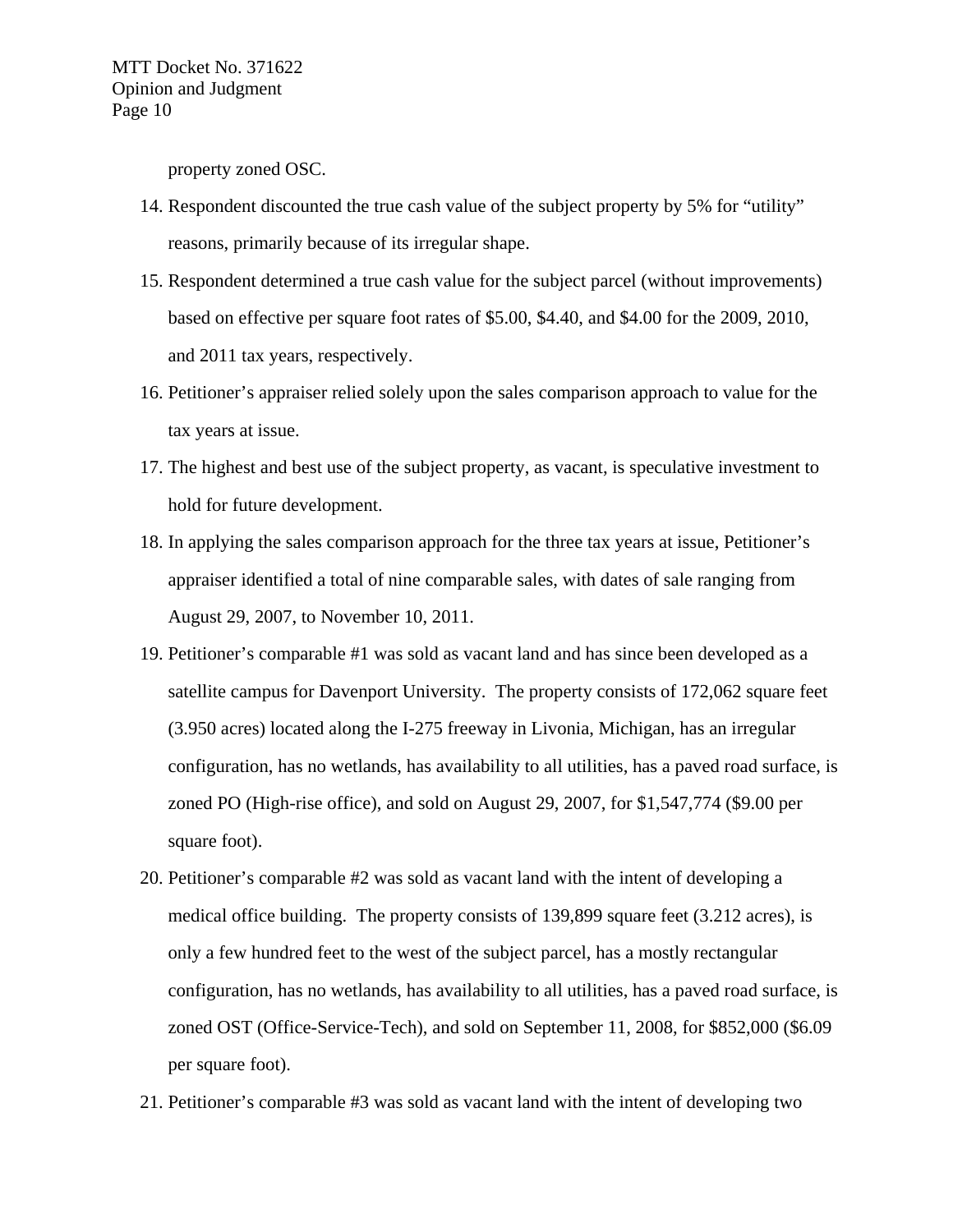property zoned OSC.

14. Respondent discounted the true cash value of the subject property by 5% for "utility" reasons, primarily because of its irregular shape.
15. Respondent determined a true cash value for the subject parcel (without improvements) based on effective per square foot rates of $5.00, $4.40, and $4.00 for the 2009, 2010, and 2011 tax years, respectively.
16. Petitioner's appraiser relied solely upon the sales comparison approach to value for the tax years at issue.
17. The highest and best use of the subject property, as vacant, is speculative investment to hold for future development.
18. In applying the sales comparison approach for the three tax years at issue, Petitioner's appraiser identified a total of nine comparable sales, with dates of sale ranging from August 29, 2007, to November 10, 2011.
19. Petitioner's comparable #1 was sold as vacant land and has since been developed as a satellite campus for Davenport University. The property consists of 172,062 square feet (3.950 acres) located along the I-275 freeway in Livonia, Michigan, has an irregular configuration, has no wetlands, has availability to all utilities, has a paved road surface, is zoned PO (High-rise office), and sold on August 29, 2007, for $1,547,774 ($9.00 per square foot).
20. Petitioner's comparable #2 was sold as vacant land with the intent of developing a medical office building. The property consists of 139,899 square feet (3.212 acres), is only a few hundred feet to the west of the subject parcel, has a mostly rectangular configuration, has no wetlands, has availability to all utilities, has a paved road surface, is zoned OST (Office-Service-Tech), and sold on September 11, 2008, for $852,000 ($6.09 per square foot).
21. Petitioner's comparable #3 was sold as vacant land with the intent of developing two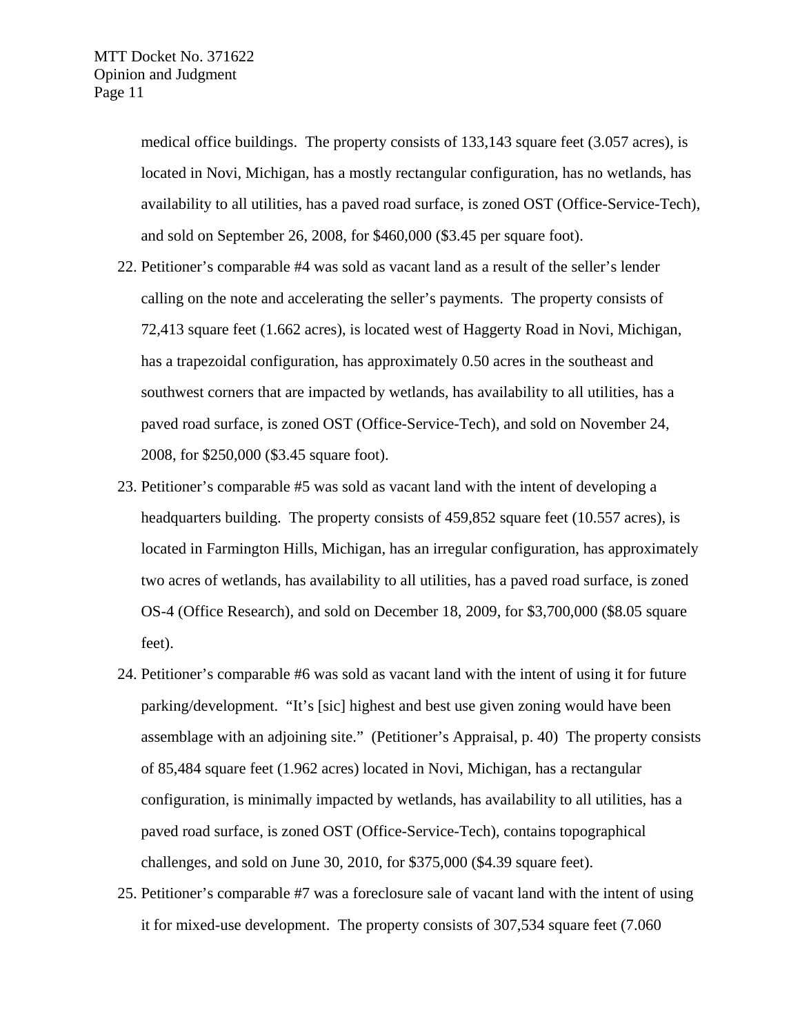medical office buildings. The property consists of 133,143 square feet (3.057 acres), is located in Novi, Michigan, has a mostly rectangular configuration, has no wetlands, has availability to all utilities, has a paved road surface, is zoned OST (Office-Service-Tech), and sold on September 26, 2008, for $460,000 ($3.45 per square foot).

22. Petitioner's comparable #4 was sold as vacant land as a result of the seller's lender calling on the note and accelerating the seller's payments. The property consists of 72,413 square feet (1.662 acres), is located west of Haggerty Road in Novi, Michigan, has a trapezoidal configuration, has approximately 0.50 acres in the southeast and southwest corners that are impacted by wetlands, has availability to all utilities, has a paved road surface, is zoned OST (Office-Service-Tech), and sold on November 24, 2008, for $250,000 ($3.45 square foot).

23. Petitioner's comparable #5 was sold as vacant land with the intent of developing a headquarters building. The property consists of 459,852 square feet (10.557 acres), is located in Farmington Hills, Michigan, has an irregular configuration, has approximately two acres of wetlands, has availability to all utilities, has a paved road surface, is zoned OS-4 (Office Research), and sold on December 18, 2009, for $3,700,000 ($8.05 square feet).

24. Petitioner's comparable #6 was sold as vacant land with the intent of using it for future parking/development. "It's [sic] highest and best use given zoning would have been assemblage with an adjoining site." (Petitioner's Appraisal, p. 40) The property consists of 85,484 square feet (1.962 acres) located in Novi, Michigan, has a rectangular configuration, is minimally impacted by wetlands, has availability to all utilities, has a paved road surface, is zoned OST (Office-Service-Tech), contains topographical challenges, and sold on June 30, 2010, for $375,000 ($4.39 square feet).

25. Petitioner's comparable #7 was a foreclosure sale of vacant land with the intent of using it for mixed-use development. The property consists of 307,534 square feet (7.060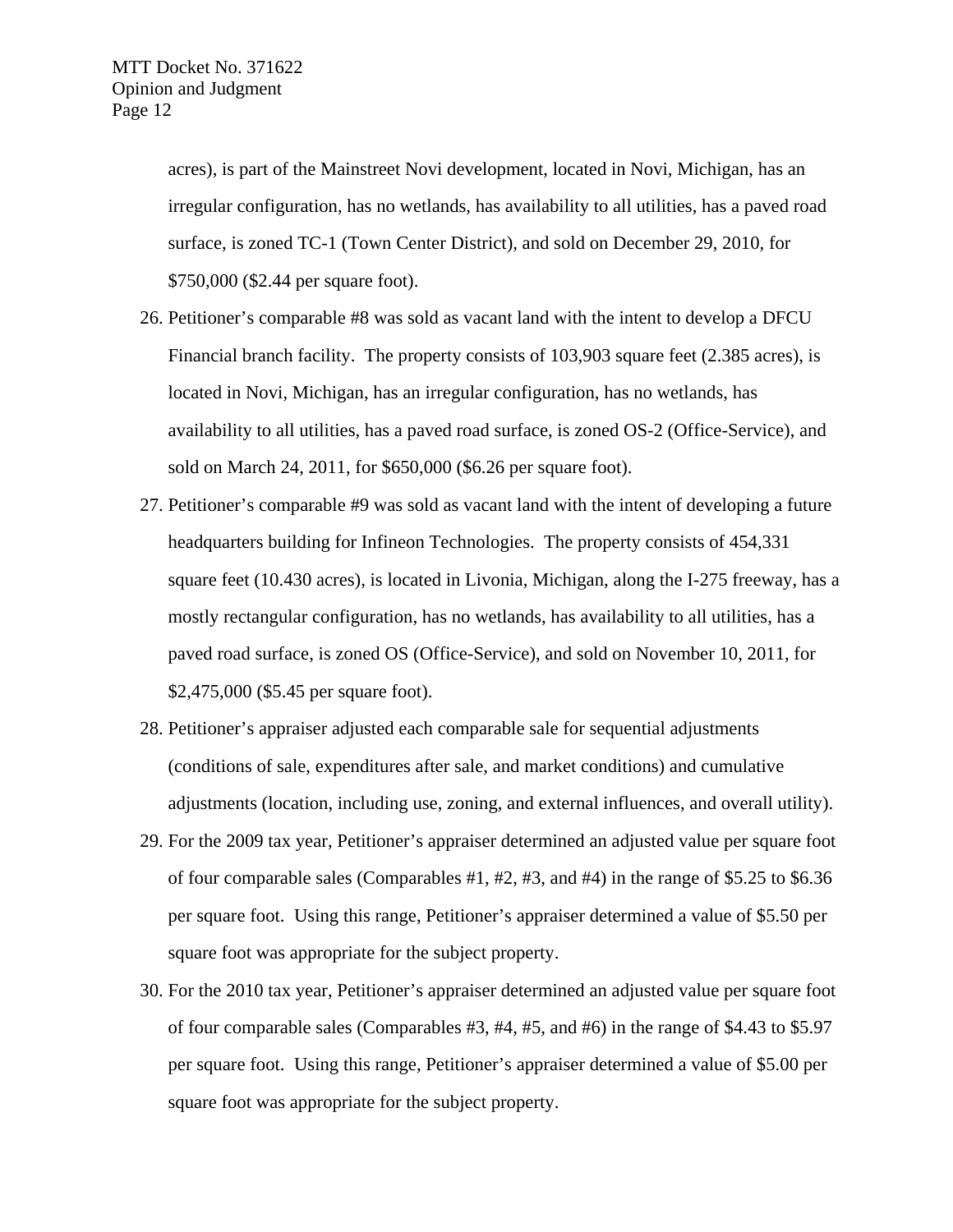acres), is part of the Mainstreet Novi development, located in Novi, Michigan, has an irregular configuration, has no wetlands, has availability to all utilities, has a paved road surface, is zoned TC-1 (Town Center District), and sold on December 29, 2010, for $750,000 ($2.44 per square foot).

26. Petitioner's comparable #8 was sold as vacant land with the intent to develop a DFCU Financial branch facility. The property consists of 103,903 square feet (2.385 acres), is located in Novi, Michigan, has an irregular configuration, has no wetlands, has availability to all utilities, has a paved road surface, is zoned OS-2 (Office-Service), and sold on March 24, 2011, for $650,000 ($6.26 per square foot).
27. Petitioner's comparable #9 was sold as vacant land with the intent of developing a future headquarters building for Infineon Technologies. The property consists of 454,331 square feet (10.430 acres), is located in Livonia, Michigan, along the I-275 freeway, has a mostly rectangular configuration, has no wetlands, has availability to all utilities, has a paved road surface, is zoned OS (Office-Service), and sold on November 10, 2011, for $2,475,000 ($5.45 per square foot).
28. Petitioner's appraiser adjusted each comparable sale for sequential adjustments (conditions of sale, expenditures after sale, and market conditions) and cumulative adjustments (location, including use, zoning, and external influences, and overall utility).
29. For the 2009 tax year, Petitioner's appraiser determined an adjusted value per square foot of four comparable sales (Comparables #1, #2, #3, and #4) in the range of $5.25 to $6.36 per square foot. Using this range, Petitioner's appraiser determined a value of $5.50 per square foot was appropriate for the subject property.
30. For the 2010 tax year, Petitioner's appraiser determined an adjusted value per square foot of four comparable sales (Comparables #3, #4, #5, and #6) in the range of $4.43 to $5.97 per square foot. Using this range, Petitioner's appraiser determined a value of $5.00 per square foot was appropriate for the subject property.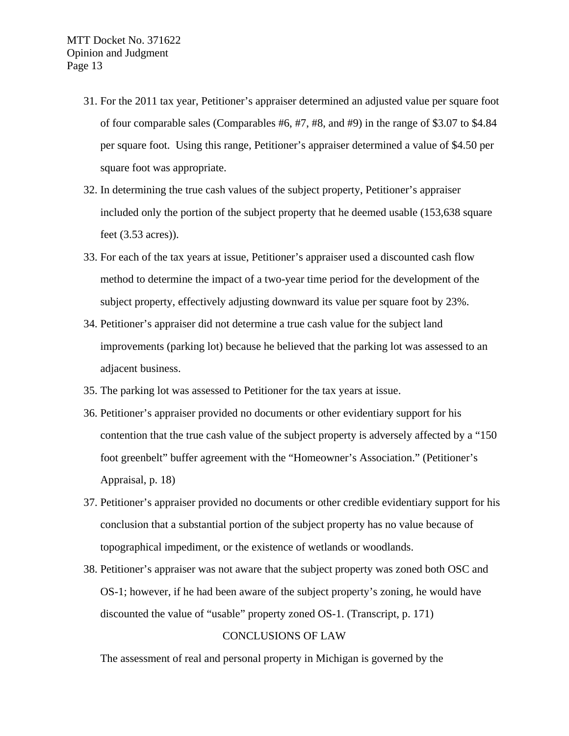31. For the 2011 tax year, Petitioner's appraiser determined an adjusted value per square foot of four comparable sales (Comparables #6, #7, #8, and #9) in the range of $3.07 to $4.84 per square foot. Using this range, Petitioner's appraiser determined a value of $4.50 per square foot was appropriate.
32. In determining the true cash values of the subject property, Petitioner's appraiser included only the portion of the subject property that he deemed usable (153,638 square feet (3.53 acres)).
33. For each of the tax years at issue, Petitioner's appraiser used a discounted cash flow method to determine the impact of a two-year time period for the development of the subject property, effectively adjusting downward its value per square foot by 23%.
34. Petitioner's appraiser did not determine a true cash value for the subject land improvements (parking lot) because he believed that the parking lot was assessed to an adjacent business.
35. The parking lot was assessed to Petitioner for the tax years at issue.
36. Petitioner's appraiser provided no documents or other evidentiary support for his contention that the true cash value of the subject property is adversely affected by a "150 foot greenbelt" buffer agreement with the "Homeowner's Association." (Petitioner's Appraisal, p. 18)
37. Petitioner's appraiser provided no documents or other credible evidentiary support for his conclusion that a substantial portion of the subject property has no value because of topographical impediment, or the existence of wetlands or woodlands.
38. Petitioner's appraiser was not aware that the subject property was zoned both OSC and OS-1; however, if he had been aware of the subject property's zoning, he would have discounted the value of "usable" property zoned OS-1. (Transcript, p. 171)

## CONCLUSIONS OF LAW

The assessment of real and personal property in Michigan is governed by the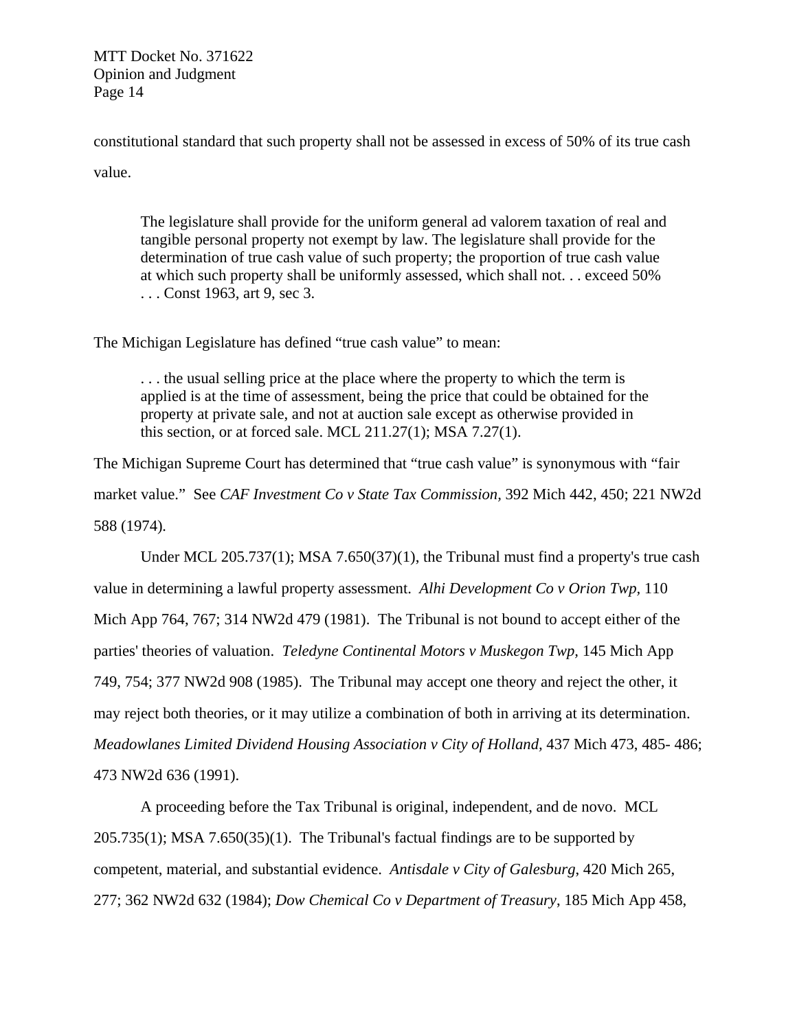constitutional standard that such property shall not be assessed in excess of 50% of its true cash value.

> The legislature shall provide for the uniform general ad valorem taxation of real and tangible personal property not exempt by law. The legislature shall provide for the determination of true cash value of such property; the proportion of true cash value at which such property shall be uniformly assessed, which shall not. . . exceed 50% . . . Const 1963, art 9, sec 3.

The Michigan Legislature has defined "true cash value" to mean:

> . . . the usual selling price at the place where the property to which the term is applied is at the time of assessment, being the price that could be obtained for the property at private sale, and not at auction sale except as otherwise provided in this section, or at forced sale. MCL 211.27(1); MSA 7.27(1).

The Michigan Supreme Court has determined that "true cash value" is synonymous with "fair market value." See *CAF Investment Co v State Tax Commission*, 392 Mich 442, 450; 221 NW2d 588 (1974).

Under MCL 205.737(1); MSA 7.650(37)(1), the Tribunal must find a property's true cash value in determining a lawful property assessment. *Alhi Development Co v Orion Twp*, 110 Mich App 764, 767; 314 NW2d 479 (1981). The Tribunal is not bound to accept either of the parties' theories of valuation. *Teledyne Continental Motors v Muskegon Twp*, 145 Mich App 749, 754; 377 NW2d 908 (1985). The Tribunal may accept one theory and reject the other, it may reject both theories, or it may utilize a combination of both in arriving at its determination. *Meadowlanes Limited Dividend Housing Association v City of Holland*, 437 Mich 473, 485- 486; 473 NW2d 636 (1991).

A proceeding before the Tax Tribunal is original, independent, and de novo. MCL 205.735(1); MSA 7.650(35)(1). The Tribunal's factual findings are to be supported by competent, material, and substantial evidence. *Antisdale v City of Galesburg*, 420 Mich 265, 277; 362 NW2d 632 (1984); *Dow Chemical Co v Department of Treasury*, 185 Mich App 458,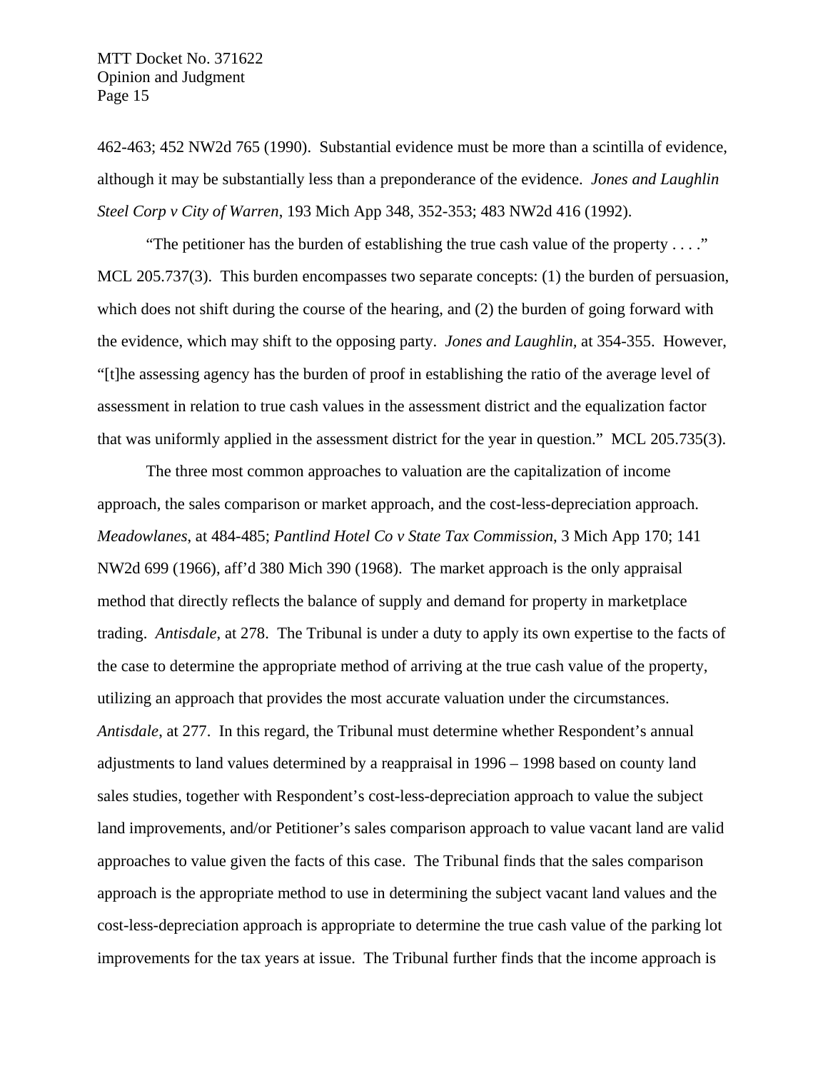462-463; 452 NW2d 765 (1990). Substantial evidence must be more than a scintilla of evidence, although it may be substantially less than a preponderance of the evidence. *Jones and Laughlin Steel Corp v City of Warren*, 193 Mich App 348, 352-353; 483 NW2d 416 (1992).

"The petitioner has the burden of establishing the true cash value of the property . . . ." MCL 205.737(3). This burden encompasses two separate concepts: (1) the burden of persuasion, which does not shift during the course of the hearing, and (2) the burden of going forward with the evidence, which may shift to the opposing party. *Jones and Laughlin*, at 354-355. However, "[t]he assessing agency has the burden of proof in establishing the ratio of the average level of assessment in relation to true cash values in the assessment district and the equalization factor that was uniformly applied in the assessment district for the year in question." MCL 205.735(3).

The three most common approaches to valuation are the capitalization of income approach, the sales comparison or market approach, and the cost-less-depreciation approach. *Meadowlanes*, at 484-485; *Pantlind Hotel Co v State Tax Commission*, 3 Mich App 170; 141 NW2d 699 (1966), aff'd 380 Mich 390 (1968). The market approach is the only appraisal method that directly reflects the balance of supply and demand for property in marketplace trading. *Antisdale*, at 278. The Tribunal is under a duty to apply its own expertise to the facts of the case to determine the appropriate method of arriving at the true cash value of the property, utilizing an approach that provides the most accurate valuation under the circumstances. *Antisdale*, at 277. In this regard, the Tribunal must determine whether Respondent's annual adjustments to land values determined by a reappraisal in 1996 – 1998 based on county land sales studies, together with Respondent's cost-less-depreciation approach to value the subject land improvements, and/or Petitioner's sales comparison approach to value vacant land are valid approaches to value given the facts of this case. The Tribunal finds that the sales comparison approach is the appropriate method to use in determining the subject vacant land values and the cost-less-depreciation approach is appropriate to determine the true cash value of the parking lot improvements for the tax years at issue. The Tribunal further finds that the income approach is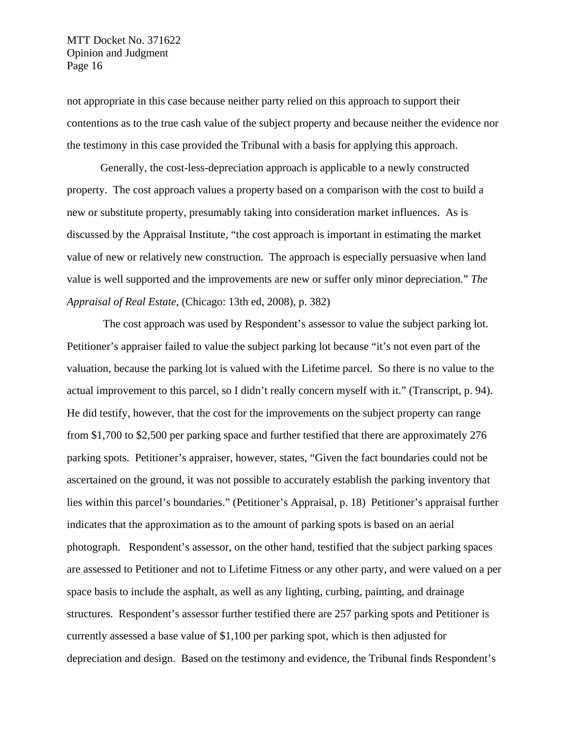not appropriate in this case because neither party relied on this approach to support their contentions as to the true cash value of the subject property and because neither the evidence nor the testimony in this case provided the Tribunal with a basis for applying this approach.

Generally, the cost-less-depreciation approach is applicable to a newly constructed property. The cost approach values a property based on a comparison with the cost to build a new or substitute property, presumably taking into consideration market influences. As is discussed by the Appraisal Institute, "the cost approach is important in estimating the market value of new or relatively new construction. The approach is especially persuasive when land value is well supported and the improvements are new or suffer only minor depreciation." *The Appraisal of Real Estate*, (Chicago: 13th ed, 2008), p. 382)

The cost approach was used by Respondent's assessor to value the subject parking lot. Petitioner's appraiser failed to value the subject parking lot because "it's not even part of the valuation, because the parking lot is valued with the Lifetime parcel. So there is no value to the actual improvement to this parcel, so I didn't really concern myself with it." (Transcript, p. 94). He did testify, however, that the cost for the improvements on the subject property can range from $1,700 to $2,500 per parking space and further testified that there are approximately 276 parking spots. Petitioner's appraiser, however, states, "Given the fact boundaries could not be ascertained on the ground, it was not possible to accurately establish the parking inventory that lies within this parcel's boundaries." (Petitioner's Appraisal, p. 18) Petitioner's appraisal further indicates that the approximation as to the amount of parking spots is based on an aerial photograph. Respondent's assessor, on the other hand, testified that the subject parking spaces are assessed to Petitioner and not to Lifetime Fitness or any other party, and were valued on a per space basis to include the asphalt, as well as any lighting, curbing, painting, and drainage structures. Respondent's assessor further testified there are 257 parking spots and Petitioner is currently assessed a base value of $1,100 per parking spot, which is then adjusted for depreciation and design. Based on the testimony and evidence, the Tribunal finds Respondent's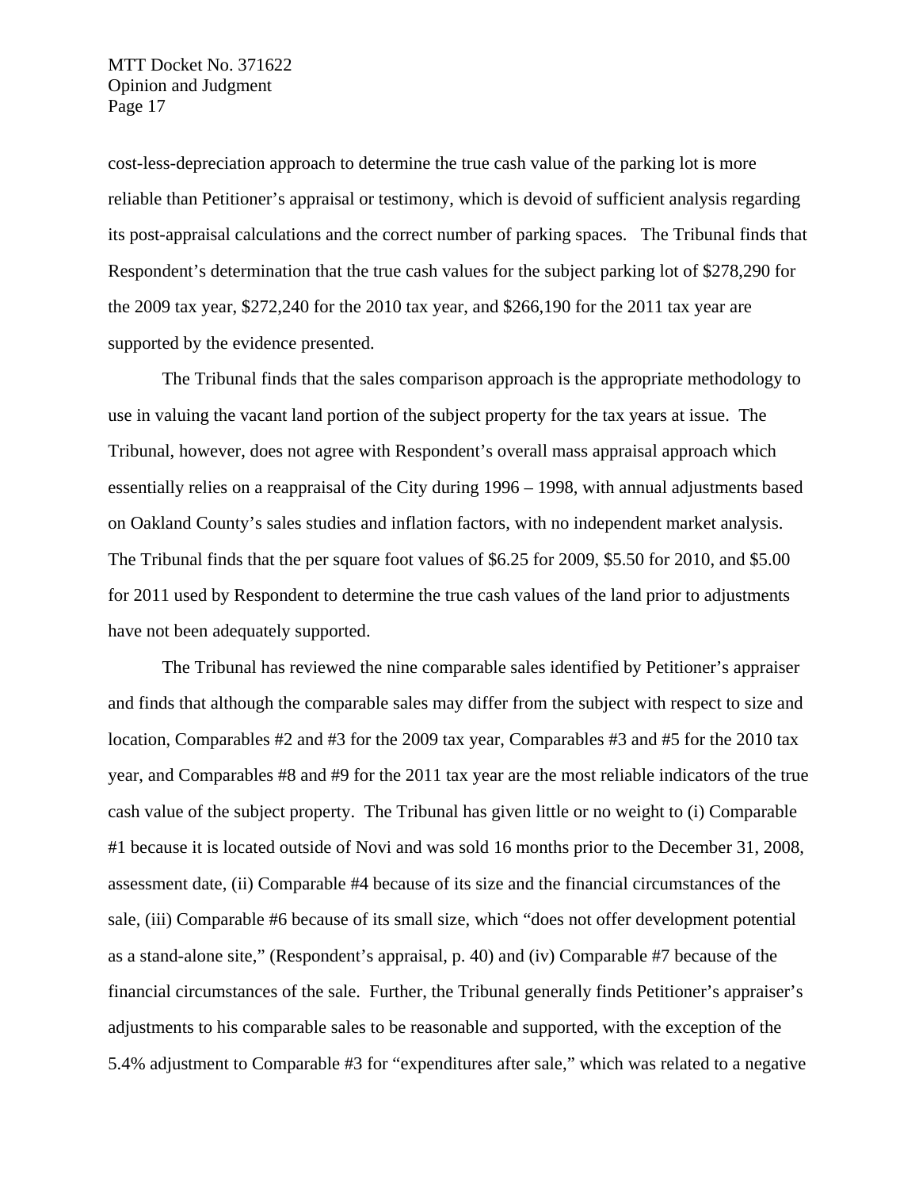cost-less-depreciation approach to determine the true cash value of the parking lot is more reliable than Petitioner's appraisal or testimony, which is devoid of sufficient analysis regarding its post-appraisal calculations and the correct number of parking spaces. The Tribunal finds that Respondent's determination that the true cash values for the subject parking lot of $278,290 for the 2009 tax year, $272,240 for the 2010 tax year, and $266,190 for the 2011 tax year are supported by the evidence presented.

The Tribunal finds that the sales comparison approach is the appropriate methodology to use in valuing the vacant land portion of the subject property for the tax years at issue. The Tribunal, however, does not agree with Respondent's overall mass appraisal approach which essentially relies on a reappraisal of the City during 1996 – 1998, with annual adjustments based on Oakland County's sales studies and inflation factors, with no independent market analysis. The Tribunal finds that the per square foot values of $6.25 for 2009, $5.50 for 2010, and $5.00 for 2011 used by Respondent to determine the true cash values of the land prior to adjustments have not been adequately supported.

The Tribunal has reviewed the nine comparable sales identified by Petitioner's appraiser and finds that although the comparable sales may differ from the subject with respect to size and location, Comparables #2 and #3 for the 2009 tax year, Comparables #3 and #5 for the 2010 tax year, and Comparables #8 and #9 for the 2011 tax year are the most reliable indicators of the true cash value of the subject property. The Tribunal has given little or no weight to (i) Comparable #1 because it is located outside of Novi and was sold 16 months prior to the December 31, 2008, assessment date, (ii) Comparable #4 because of its size and the financial circumstances of the sale, (iii) Comparable #6 because of its small size, which "does not offer development potential as a stand-alone site," (Respondent's appraisal, p. 40) and (iv) Comparable #7 because of the financial circumstances of the sale. Further, the Tribunal generally finds Petitioner's appraiser's adjustments to his comparable sales to be reasonable and supported, with the exception of the 5.4% adjustment to Comparable #3 for "expenditures after sale," which was related to a negative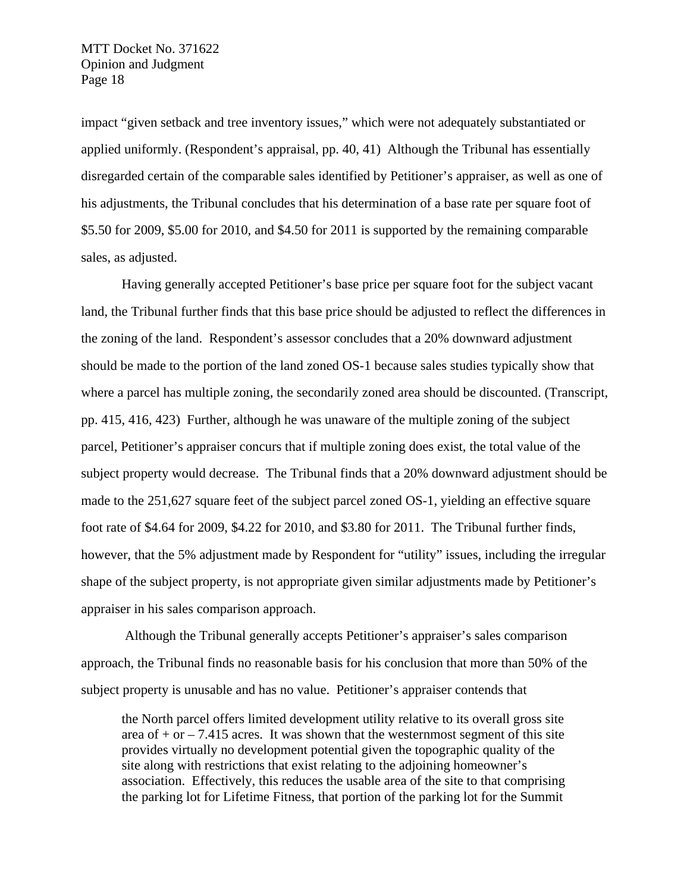impact "given setback and tree inventory issues," which were not adequately substantiated or applied uniformly. (Respondent's appraisal, pp. 40, 41) Although the Tribunal has essentially disregarded certain of the comparable sales identified by Petitioner's appraiser, as well as one of his adjustments, the Tribunal concludes that his determination of a base rate per square foot of $5.50 for 2009, $5.00 for 2010, and $4.50 for 2011 is supported by the remaining comparable sales, as adjusted.

Having generally accepted Petitioner's base price per square foot for the subject vacant land, the Tribunal further finds that this base price should be adjusted to reflect the differences in the zoning of the land. Respondent's assessor concludes that a 20% downward adjustment should be made to the portion of the land zoned OS-1 because sales studies typically show that where a parcel has multiple zoning, the secondarily zoned area should be discounted. (Transcript, pp. 415, 416, 423) Further, although he was unaware of the multiple zoning of the subject parcel, Petitioner's appraiser concurs that if multiple zoning does exist, the total value of the subject property would decrease. The Tribunal finds that a 20% downward adjustment should be made to the 251,627 square feet of the subject parcel zoned OS-1, yielding an effective square foot rate of $4.64 for 2009, $4.22 for 2010, and $3.80 for 2011. The Tribunal further finds, however, that the 5% adjustment made by Respondent for "utility" issues, including the irregular shape of the subject property, is not appropriate given similar adjustments made by Petitioner's appraiser in his sales comparison approach.

Although the Tribunal generally accepts Petitioner's appraiser's sales comparison approach, the Tribunal finds no reasonable basis for his conclusion that more than 50% of the subject property is unusable and has no value. Petitioner's appraiser contends that

> the North parcel offers limited development utility relative to its overall gross site area of + or – 7.415 acres. It was shown that the westernmost segment of this site provides virtually no development potential given the topographic quality of the site along with restrictions that exist relating to the adjoining homeowner's association. Effectively, this reduces the usable area of the site to that comprising the parking lot for Lifetime Fitness, that portion of the parking lot for the Summit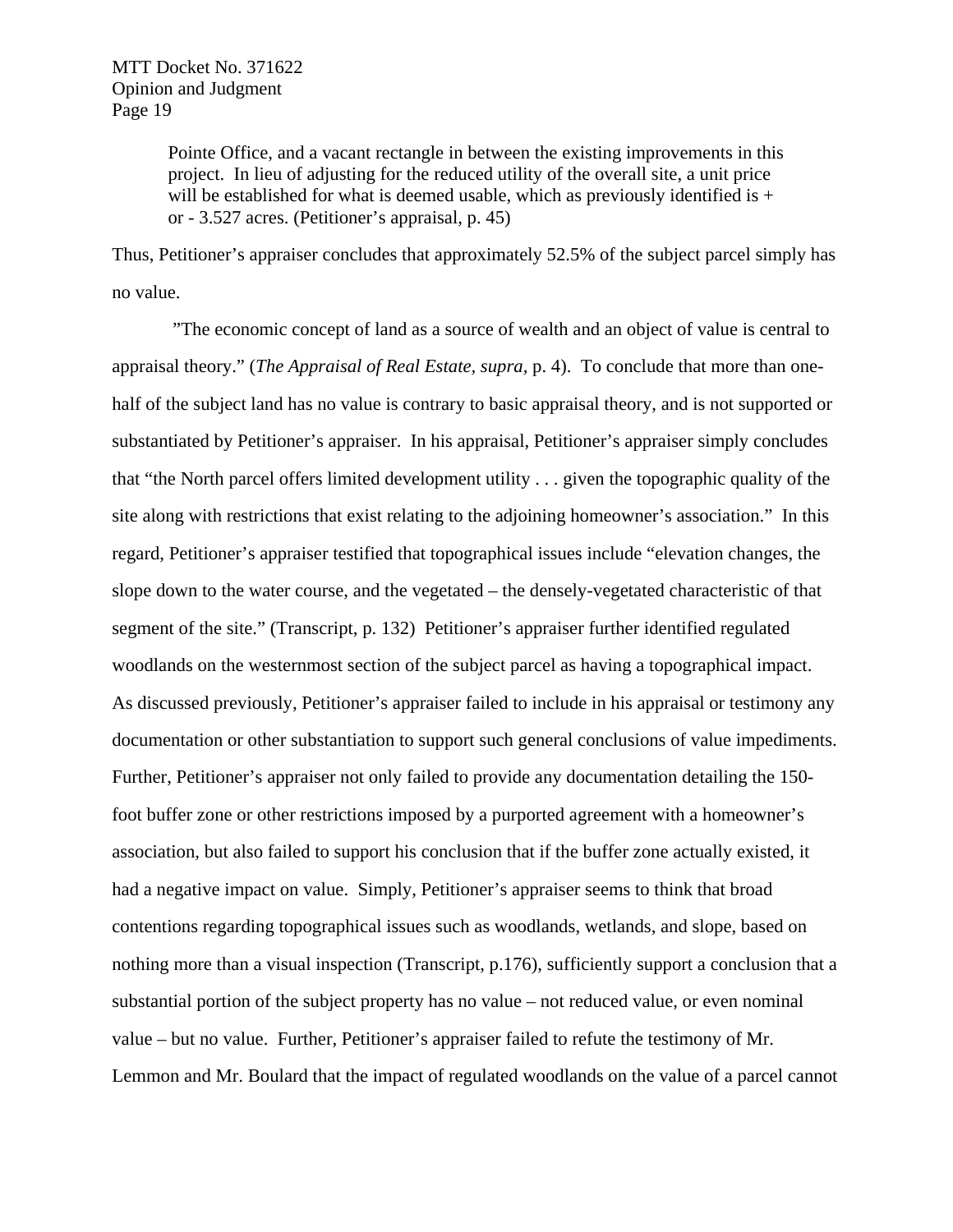> Pointe Office, and a vacant rectangle in between the existing improvements in this project. In lieu of adjusting for the reduced utility of the overall site, a unit price will be established for what is deemed usable, which as previously identified is + or - 3.527 acres. (Petitioner's appraisal, p. 45)

Thus, Petitioner's appraiser concludes that approximately 52.5% of the subject parcel simply has no value.

"The economic concept of land as a source of wealth and an object of value is central to appraisal theory." (*The Appraisal of Real Estate*, *supra*, p. 4). To conclude that more than one-half of the subject land has no value is contrary to basic appraisal theory, and is not supported or substantiated by Petitioner's appraiser. In his appraisal, Petitioner's appraiser simply concludes that "the North parcel offers limited development utility . . . given the topographic quality of the site along with restrictions that exist relating to the adjoining homeowner's association." In this regard, Petitioner's appraiser testified that topographical issues include "elevation changes, the slope down to the water course, and the vegetated – the densely-vegetated characteristic of that segment of the site." (Transcript, p. 132) Petitioner's appraiser further identified regulated woodlands on the westernmost section of the subject parcel as having a topographical impact. As discussed previously, Petitioner's appraiser failed to include in his appraisal or testimony any documentation or other substantiation to support such general conclusions of value impediments. Further, Petitioner's appraiser not only failed to provide any documentation detailing the 150-foot buffer zone or other restrictions imposed by a purported agreement with a homeowner's association, but also failed to support his conclusion that if the buffer zone actually existed, it had a negative impact on value. Simply, Petitioner's appraiser seems to think that broad contentions regarding topographical issues such as woodlands, wetlands, and slope, based on nothing more than a visual inspection (Transcript, p.176), sufficiently support a conclusion that a substantial portion of the subject property has no value – not reduced value, or even nominal value – but no value. Further, Petitioner's appraiser failed to refute the testimony of Mr. Lemmon and Mr. Boulard that the impact of regulated woodlands on the value of a parcel cannot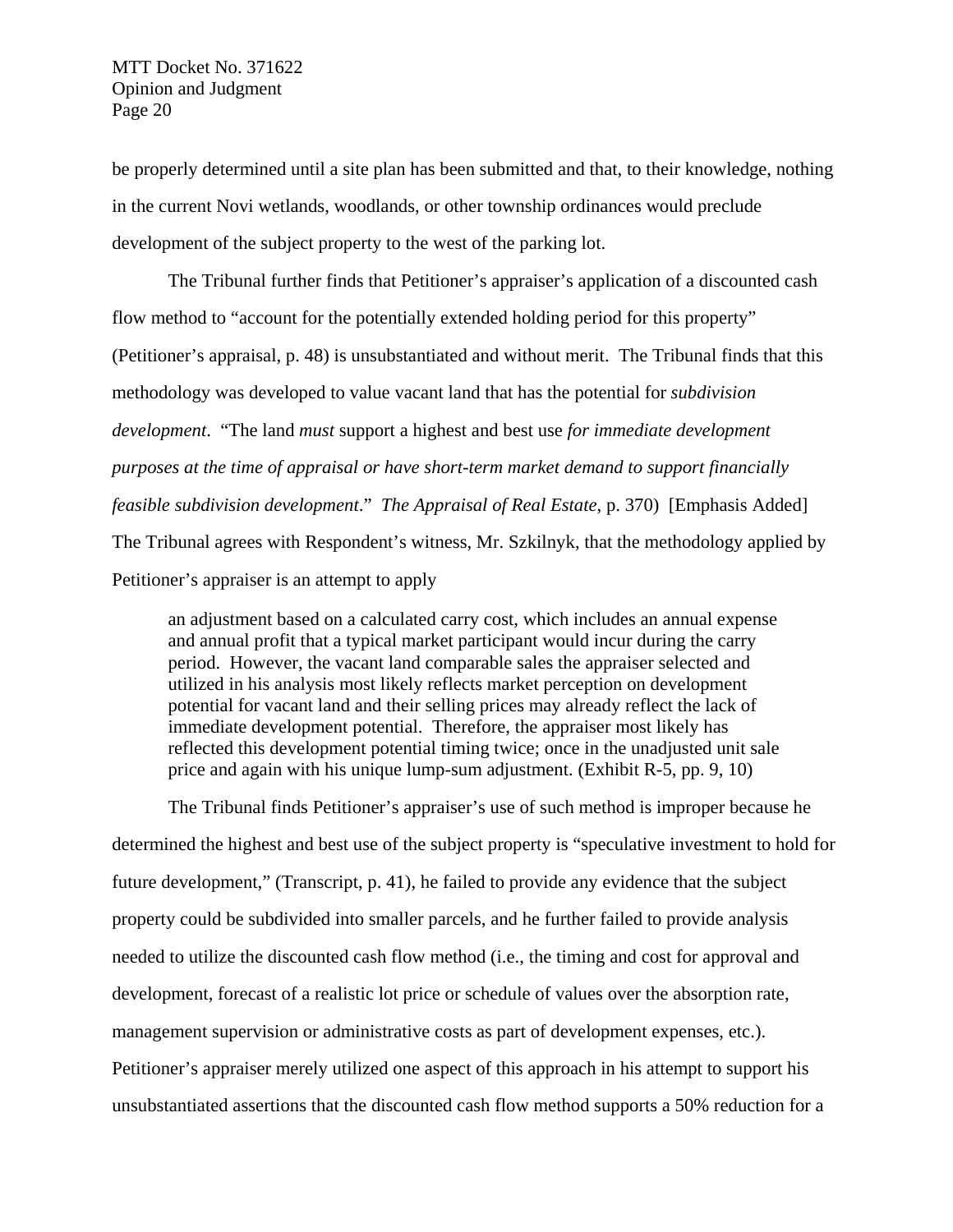be properly determined until a site plan has been submitted and that, to their knowledge, nothing in the current Novi wetlands, woodlands, or other township ordinances would preclude development of the subject property to the west of the parking lot.

The Tribunal further finds that Petitioner's appraiser's application of a discounted cash flow method to "account for the potentially extended holding period for this property" (Petitioner's appraisal, p. 48) is unsubstantiated and without merit. The Tribunal finds that this methodology was developed to value vacant land that has the potential for *subdivision development*. "The land *must* support a highest and best use *for immediate development purposes at the time of appraisal or have short-term market demand to support financially feasible subdivision development*." *The Appraisal of Real Estate*, p. 370) [Emphasis Added] The Tribunal agrees with Respondent's witness, Mr. Szkilnyk, that the methodology applied by Petitioner's appraiser is an attempt to apply

> an adjustment based on a calculated carry cost, which includes an annual expense and annual profit that a typical market participant would incur during the carry period. However, the vacant land comparable sales the appraiser selected and utilized in his analysis most likely reflects market perception on development potential for vacant land and their selling prices may already reflect the lack of immediate development potential. Therefore, the appraiser most likely has reflected this development potential timing twice; once in the unadjusted unit sale price and again with his unique lump-sum adjustment. (Exhibit R-5, pp. 9, 10)

The Tribunal finds Petitioner's appraiser's use of such method is improper because he determined the highest and best use of the subject property is "speculative investment to hold for future development," (Transcript, p. 41), he failed to provide any evidence that the subject property could be subdivided into smaller parcels, and he further failed to provide analysis needed to utilize the discounted cash flow method (i.e., the timing and cost for approval and development, forecast of a realistic lot price or schedule of values over the absorption rate, management supervision or administrative costs as part of development expenses, etc.). Petitioner's appraiser merely utilized one aspect of this approach in his attempt to support his unsubstantiated assertions that the discounted cash flow method supports a 50% reduction for a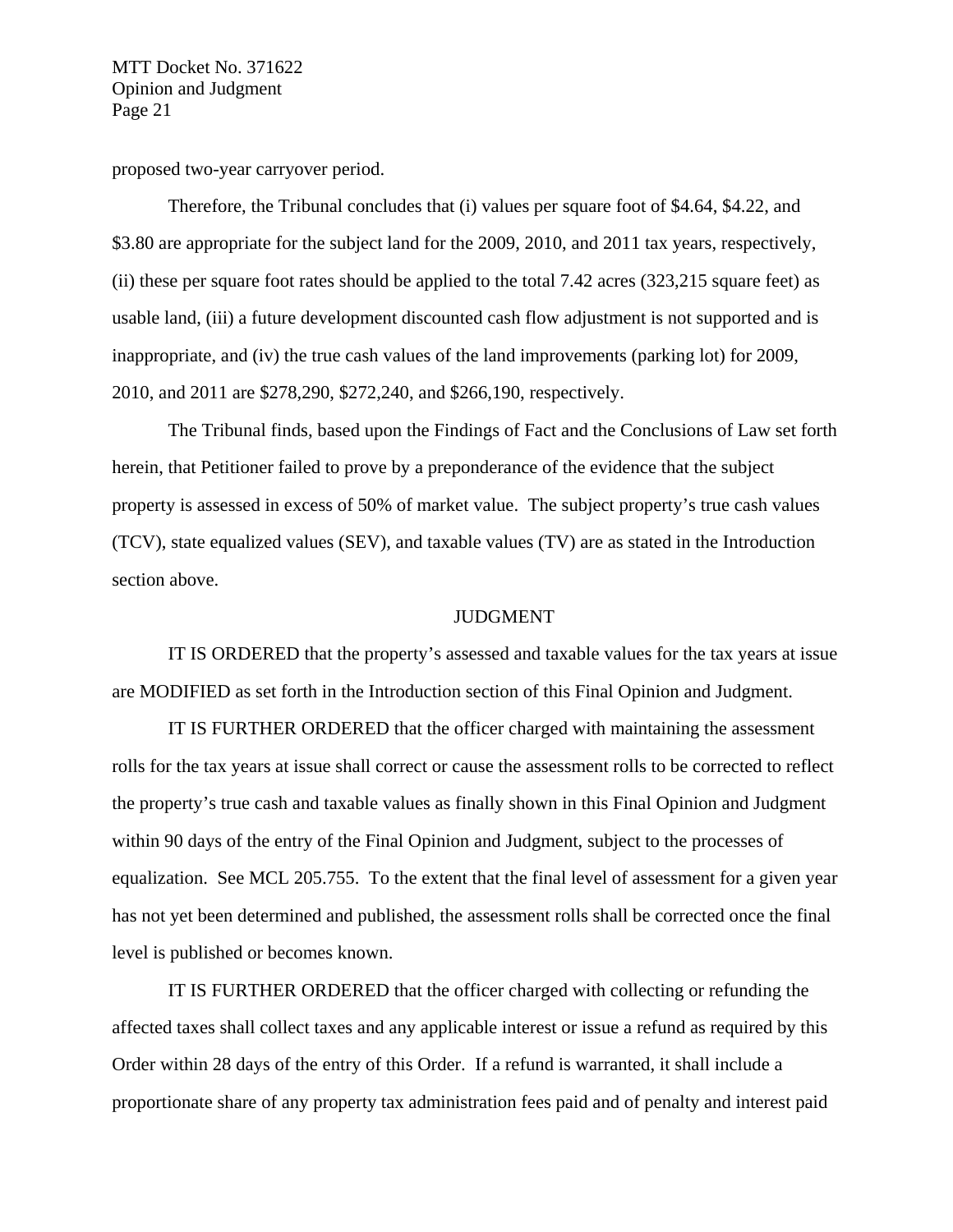proposed two-year carryover period.

Therefore, the Tribunal concludes that (i) values per square foot of $4.64, $4.22, and $3.80 are appropriate for the subject land for the 2009, 2010, and 2011 tax years, respectively, (ii) these per square foot rates should be applied to the total 7.42 acres (323,215 square feet) as usable land, (iii) a future development discounted cash flow adjustment is not supported and is inappropriate, and (iv) the true cash values of the land improvements (parking lot) for 2009, 2010, and 2011 are $278,290, $272,240, and $266,190, respectively.

The Tribunal finds, based upon the Findings of Fact and the Conclusions of Law set forth herein, that Petitioner failed to prove by a preponderance of the evidence that the subject property is assessed in excess of 50% of market value. The subject property's true cash values (TCV), state equalized values (SEV), and taxable values (TV) are as stated in the Introduction section above.

## JUDGMENT

IT IS ORDERED that the property's assessed and taxable values for the tax years at issue are MODIFIED as set forth in the Introduction section of this Final Opinion and Judgment.

IT IS FURTHER ORDERED that the officer charged with maintaining the assessment rolls for the tax years at issue shall correct or cause the assessment rolls to be corrected to reflect the property's true cash and taxable values as finally shown in this Final Opinion and Judgment within 90 days of the entry of the Final Opinion and Judgment, subject to the processes of equalization. See MCL 205.755. To the extent that the final level of assessment for a given year has not yet been determined and published, the assessment rolls shall be corrected once the final level is published or becomes known.

IT IS FURTHER ORDERED that the officer charged with collecting or refunding the affected taxes shall collect taxes and any applicable interest or issue a refund as required by this Order within 28 days of the entry of this Order. If a refund is warranted, it shall include a proportionate share of any property tax administration fees paid and of penalty and interest paid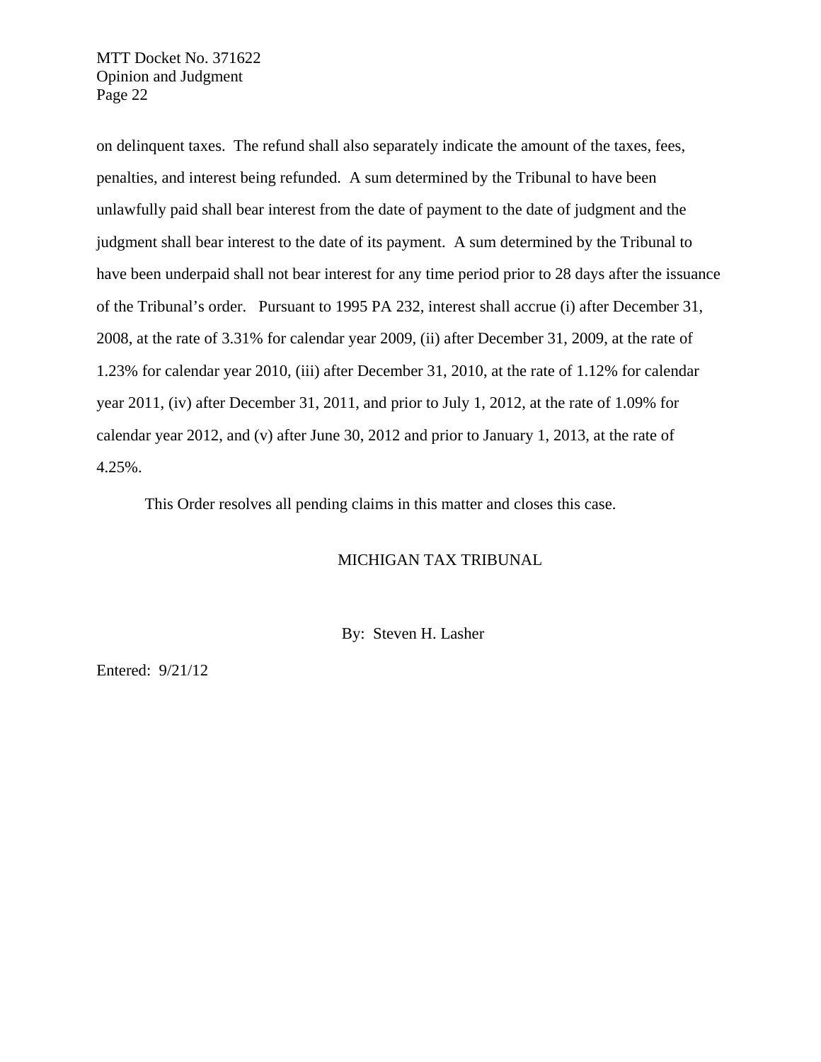on delinquent taxes. The refund shall also separately indicate the amount of the taxes, fees, penalties, and interest being refunded. A sum determined by the Tribunal to have been unlawfully paid shall bear interest from the date of payment to the date of judgment and the judgment shall bear interest to the date of its payment. A sum determined by the Tribunal to have been underpaid shall not bear interest for any time period prior to 28 days after the issuance of the Tribunal's order. Pursuant to 1995 PA 232, interest shall accrue (i) after December 31, 2008, at the rate of 3.31% for calendar year 2009, (ii) after December 31, 2009, at the rate of 1.23% for calendar year 2010, (iii) after December 31, 2010, at the rate of 1.12% for calendar year 2011, (iv) after December 31, 2011, and prior to July 1, 2012, at the rate of 1.09% for calendar year 2012, and (v) after June 30, 2012 and prior to January 1, 2013, at the rate of 4.25%.

This Order resolves all pending claims in this matter and closes this case.

MICHIGAN TAX TRIBUNAL

By: Steven H. Lasher

Entered: 9/21/12